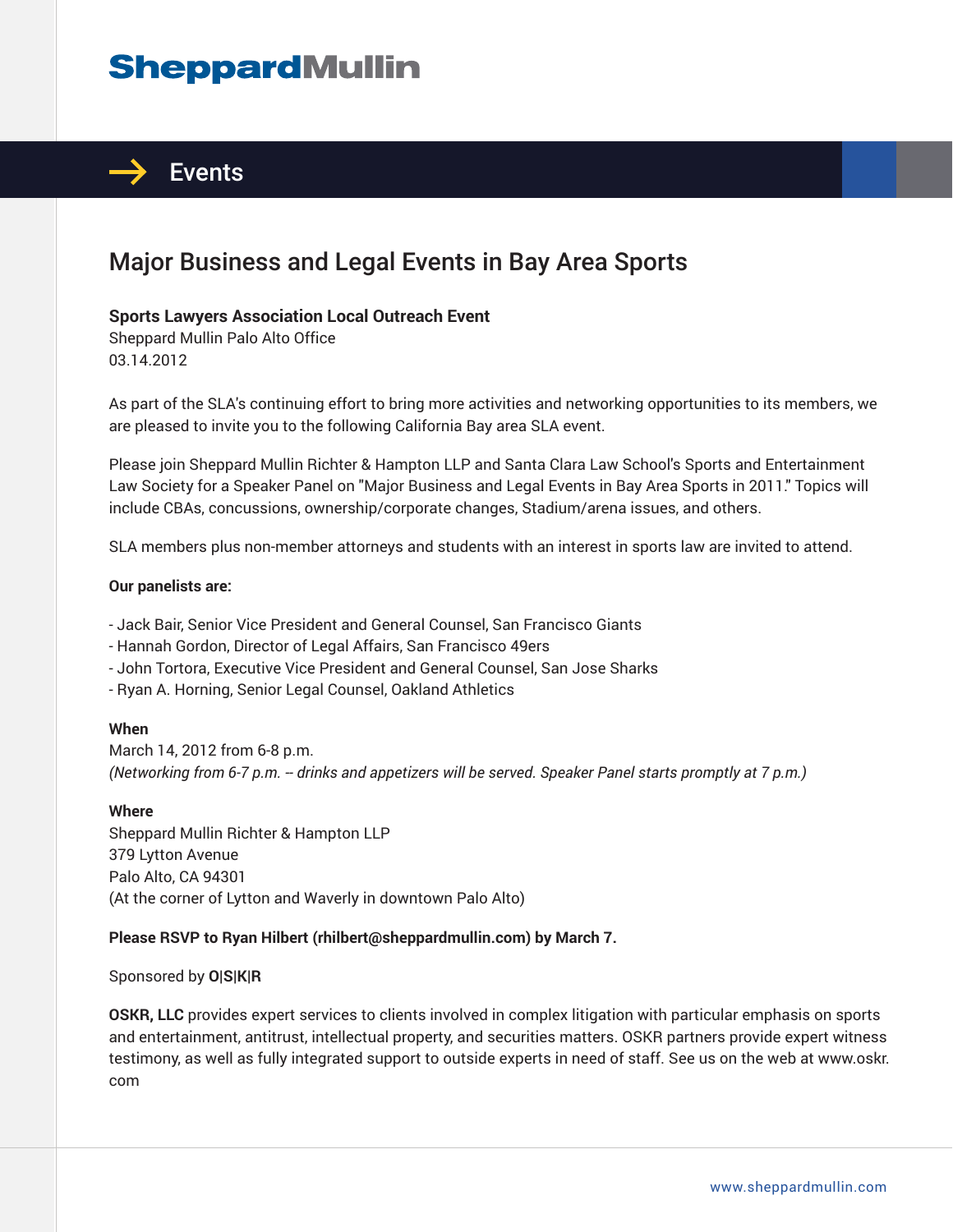# Major Business and Legal Events in Bay Area Sports

**Sports Lawyers Association Local Outreach Event**
Sheppard Mullin Palo Alto Office
03.14.2012

As part of the SLA's continuing effort to bring more activities and networking opportunities to its members, we are pleased to invite you to the following California Bay area SLA event.

Please join Sheppard Mullin Richter & Hampton LLP and Santa Clara Law School's Sports and Entertainment Law Society for a Speaker Panel on "Major Business and Legal Events in Bay Area Sports in 2011." Topics will include CBAs, concussions, ownership/corporate changes, Stadium/arena issues, and others.

SLA members plus non-member attorneys and students with an interest in sports law are invited to attend.

**Our panelists are:**

- Jack Bair, Senior Vice President and General Counsel, San Francisco Giants
- Hannah Gordon, Director of Legal Affairs, San Francisco 49ers
- John Tortora, Executive Vice President and General Counsel, San Jose Sharks
- Ryan A. Horning, Senior Legal Counsel, Oakland Athletics

**When**
March 14, 2012 from 6-8 p.m.
*(Networking from 6-7 p.m. -- drinks and appetizers will be served. Speaker Panel starts promptly at 7 p.m.)*

**Where**
Sheppard Mullin Richter & Hampton LLP
379 Lytton Avenue
Palo Alto, CA 94301
(At the corner of Lytton and Waverly in downtown Palo Alto)

**Please RSVP to Ryan Hilbert (rhilbert@sheppardmullin.com) by March 7.**

Sponsored by **O|S|K|R**

**OSKR, LLC** provides expert services to clients involved in complex litigation with particular emphasis on sports and entertainment, antitrust, intellectual property, and securities matters. OSKR partners provide expert witness testimony, as well as fully integrated support to outside experts in need of staff. See us on the web at www.oskr.com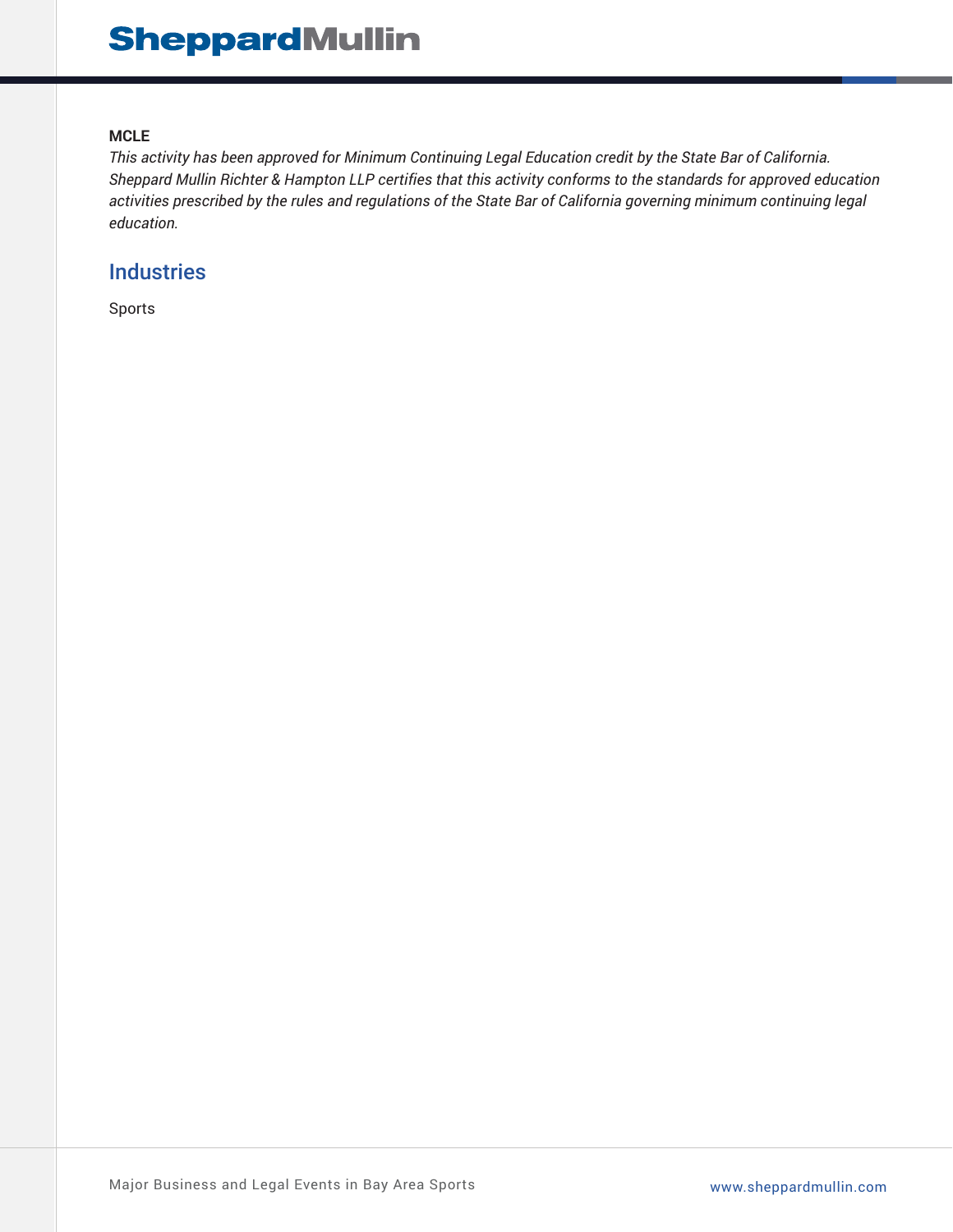**MCLE**

*This activity has been approved for Minimum Continuing Legal Education credit by the State Bar of California. Sheppard Mullin Richter & Hampton LLP certifies that this activity conforms to the standards for approved education activities prescribed by the rules and regulations of the State Bar of California governing minimum continuing legal education.*

## Industries

Sports